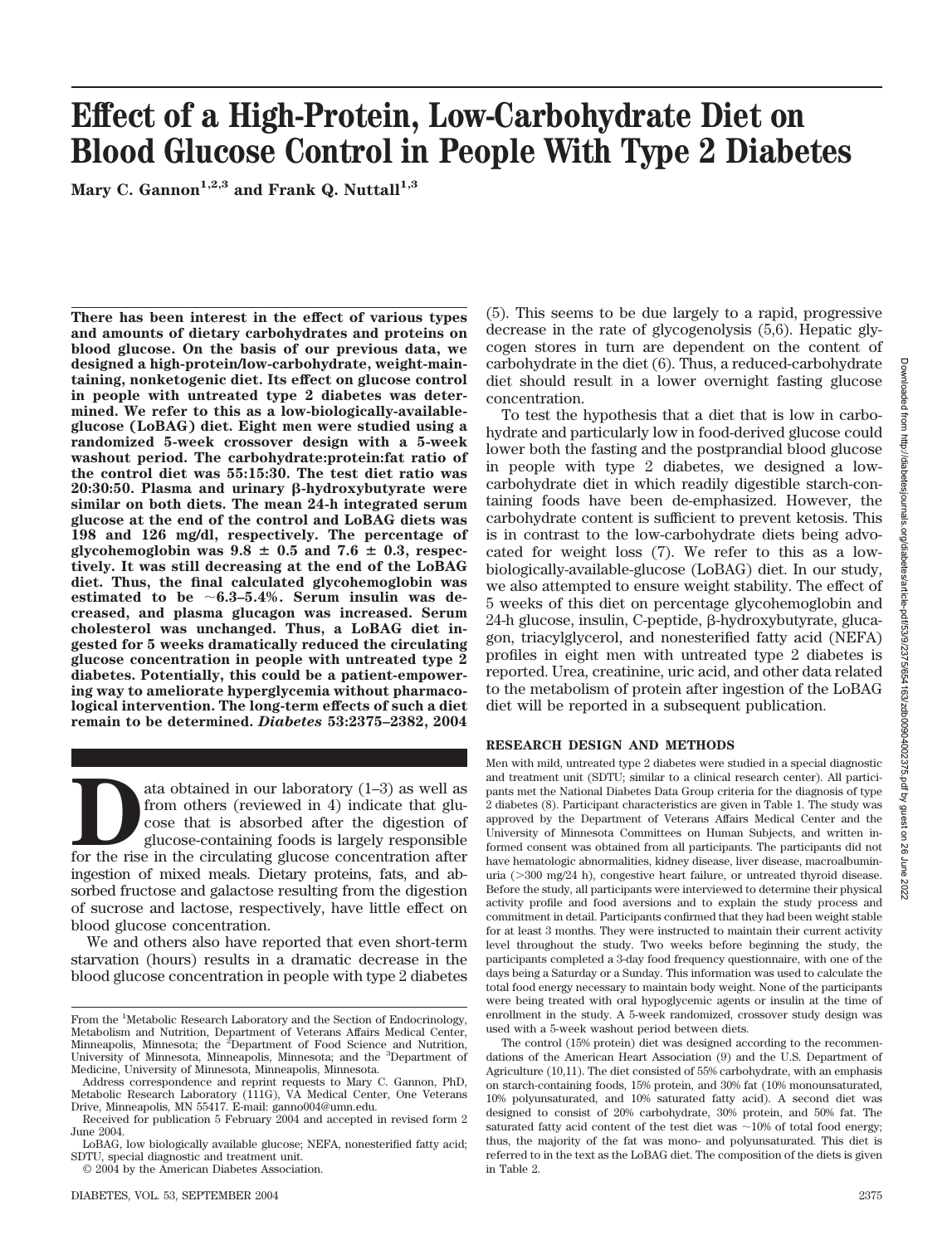# Effect of a High-Protein, Low-Carbohydrate Diet on Blood Glucose Control in People With Type 2 Diabetes

Mary C. Gannon[1,2,3] and Frank Q. Nuttall[1,3]

**There has been interest in the effect of various types and amounts of dietary carbohydrates and proteins on blood glucose. On the basis of our previous data, we designed a high-protein/low-carbohydrate, weight-maintaining, nonketogenic diet. Its effect on glucose control in people with untreated type 2 diabetes was determined. We refer to this as a low-biologically-available-glucose (LoBAG) diet. Eight men were studied using a randomized 5-week crossover design with a 5-week washout period. The carbohydrate:protein:fat ratio of the control diet was 55:15:30. The test diet ratio was 20:30:50. Plasma and urinary β-hydroxybutyrate were similar on both diets. The mean 24-h integrated serum glucose at the end of the control and LoBAG diets was 198 and 126 mg/dl, respectively. The percentage of glycohemoglobin was 9.8 ± 0.5 and 7.6 ± 0.3, respectively. It was still decreasing at the end of the LoBAG diet. Thus, the final calculated glycohemoglobin was estimated to be ~6.3–5.4%. Serum insulin was decreased, and plasma glucagon was increased. Serum cholesterol was unchanged. Thus, a LoBAG diet ingested for 5 weeks dramatically reduced the circulating glucose concentration in people with untreated type 2 diabetes. Potentially, this could be a patient-empowering way to ameliorate hyperglycemia without pharmacological intervention. The long-term effects of such a diet remain to be determined.** ***Diabetes* 53:2375–2382, 2004**

Data obtained in our laboratory (1–3) as well as from others (reviewed in 4) indicate that glucose that is absorbed after the digestion of glucose-containing foods is largely responsible for the rise in the circulating glucose concentration after ingestion of mixed meals. Dietary proteins, fats, and absorbed fructose and galactose resulting from the digestion of sucrose and lactose, respectively, have little effect on blood glucose concentration.

We and others also have reported that even short-term starvation (hours) results in a dramatic decrease in the blood glucose concentration in people with type 2 diabetes (5). This seems to be due largely to a rapid, progressive decrease in the rate of glycogenolysis (5,6). Hepatic glycogen stores in turn are dependent on the content of carbohydrate in the diet (6). Thus, a reduced-carbohydrate diet should result in a lower overnight fasting glucose concentration.

To test the hypothesis that a diet that is low in carbohydrate and particularly low in food-derived glucose could lower both the fasting and the postprandial blood glucose in people with type 2 diabetes, we designed a low-carbohydrate diet in which readily digestible starch-containing foods have been de-emphasized. However, the carbohydrate content is sufficient to prevent ketosis. This is in contrast to the low-carbohydrate diets being advocated for weight loss (7). We refer to this as a low-biologically-available-glucose (LoBAG) diet. In our study, we also attempted to ensure weight stability. The effect of 5 weeks of this diet on percentage glycohemoglobin and 24-h glucose, insulin, C-peptide, β-hydroxybutyrate, glucagon, triacylglycerol, and nonesterified fatty acid (NEFA) profiles in eight men with untreated type 2 diabetes is reported. Urea, creatinine, uric acid, and other data related to the metabolism of protein after ingestion of the LoBAG diet will be reported in a subsequent publication.

## RESEARCH DESIGN AND METHODS

Men with mild, untreated type 2 diabetes were studied in a special diagnostic and treatment unit (SDTU; similar to a clinical research center). All participants met the National Diabetes Data Group criteria for the diagnosis of type 2 diabetes (8). Participant characteristics are given in Table 1. The study was approved by the Department of Veterans Affairs Medical Center and the University of Minnesota Committees on Human Subjects, and written informed consent was obtained from all participants. The participants did not have hematologic abnormalities, kidney disease, liver disease, macroalbuminuria (>300 mg/24 h), congestive heart failure, or untreated thyroid disease. Before the study, all participants were interviewed to determine their physical activity profile and food aversions and to explain the study process and commitment in detail. Participants confirmed that they had been weight stable for at least 3 months. They were instructed to maintain their current activity level throughout the study. Two weeks before beginning the study, the participants completed a 3-day food frequency questionnaire, with one of the days being a Saturday or a Sunday. This information was used to calculate the total food energy necessary to maintain body weight. None of the participants were being treated with oral hypoglycemic agents or insulin at the time of enrollment in the study. A 5-week randomized, crossover study design was used with a 5-week washout period between diets.

The control (15% protein) diet was designed according to the recommendations of the American Heart Association (9) and the U.S. Department of Agriculture (10,11). The diet consisted of 55% carbohydrate, with an emphasis on starch-containing foods, 15% protein, and 30% fat (10% monounsaturated, 10% polyunsaturated, and 10% saturated fatty acid). A second diet was designed to consist of 20% carbohydrate, 30% protein, and 50% fat. The saturated fatty acid content of the test diet was ~10% of total food energy; thus, the majority of the fat was mono- and polyunsaturated. This diet is referred to in the text as the LoBAG diet. The composition of the diets is given in Table 2.

From the [1]Metabolic Research Laboratory and the Section of Endocrinology, Metabolism and Nutrition, Department of Veterans Affairs Medical Center, Minneapolis, Minnesota; the [2]Department of Food Science and Nutrition, University of Minnesota, Minneapolis, Minnesota; and the [3]Department of Medicine, University of Minnesota, Minneapolis, Minnesota.

Address correspondence and reprint requests to Mary C. Gannon, PhD, Metabolic Research Laboratory (111G), VA Medical Center, One Veterans Drive, Minneapolis, MN 55417. E-mail: ganno004@umn.edu.

Received for publication 5 February 2004 and accepted in revised form 2 June 2004.

LoBAG, low biologically available glucose; NEFA, nonesterified fatty acid; SDTU, special diagnostic and treatment unit.

© 2004 by the American Diabetes Association.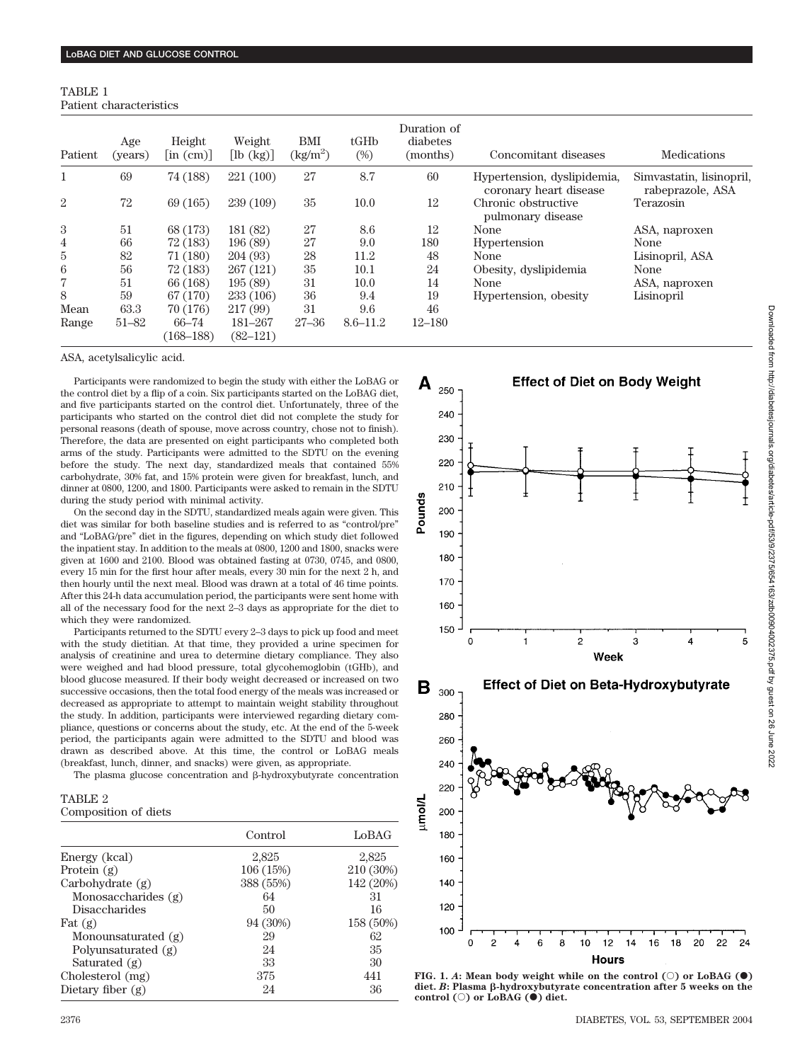TABLE 1
Patient characteristics

| Patient | Age (years) | Height [in (cm)] | Weight [lb (kg)] | BMI (kg/m$^2$) | tGHb (%) | Duration of diabetes (months) | Concomitant diseases | Medications |
|---|---|---|---|---|---|---|---|---|
| 1 | 69 | 74 (188) | 221 (100) | 27 | 8.7 | 60 | Hypertension, dyslipidemia, coronary heart disease | Simvastatin, lisinopril, rabeprazole, ASA |
| 2 | 72 | 69 (165) | 239 (109) | 35 | 10.0 | 12 | Chronic obstructive pulmonary disease | Terazosin |
| 3 | 51 | 68 (173) | 181 (82) | 27 | 8.6 | 12 | None | ASA, naproxen |
| 4 | 66 | 72 (183) | 196 (89) | 27 | 9.0 | 180 | Hypertension | None |
| 5 | 82 | 71 (180) | 204 (93) | 28 | 11.2 | 48 | None | Lisinopril, ASA |
| 6 | 56 | 72 (183) | 267 (121) | 35 | 10.1 | 24 | Obesity, dyslipidemia | None |
| 7 | 51 | 66 (168) | 195 (89) | 31 | 10.0 | 14 | None | ASA, naproxen |
| 8 | 59 | 67 (170) | 233 (106) | 36 | 9.4 | 19 | Hypertension, obesity | Lisinopril |
| Mean | 63.3 | 70 (176) | 217 (99) | 31 | 9.6 | 46 | | |
| Range | 51–82 | 66–74 (168–188) | 181–267 (82–121) | 27–36 | 8.6–11.2 | 12–180 | | |

ASA, acetylsalicylic acid.

Participants were randomized to begin the study with either the LoBAG or the control diet by a flip of a coin. Six participants started on the LoBAG diet, and five participants started on the control diet. Unfortunately, three of the participants who started on the control diet did not complete the study for personal reasons (death of spouse, move across country, chose not to finish). Therefore, the data are presented on eight participants who completed both arms of the study. Participants were admitted to the SDTU on the evening before the study. The next day, standardized meals that contained 55% carbohydrate, 30% fat, and 15% protein were given for breakfast, lunch, and dinner at 0800, 1200, and 1800. Participants were asked to remain in the SDTU during the study period with minimal activity.

On the second day in the SDTU, standardized meals again were given. This diet was similar for both baseline studies and is referred to as "control/pre" and "LoBAG/pre" diet in the figures, depending on which study diet followed the inpatient stay. In addition to the meals at 0800, 1200 and 1800, snacks were given at 1600 and 2100. Blood was obtained fasting at 0730, 0745, and 0800, every 15 min for the first hour after meals, every 30 min for the next 2 h, and then hourly until the next meal. Blood was drawn at a total of 46 time points. After this 24-h data accumulation period, the participants were sent home with all of the necessary food for the next 2–3 days as appropriate for the diet to which they were randomized.

Participants returned to the SDTU every 2–3 days to pick up food and meet with the study dietitian. At that time, they provided a urine specimen for analysis of creatinine and urea to determine dietary compliance. They also were weighed and had blood pressure, total glycohemoglobin (tGHb), and blood glucose measured. If their body weight decreased or increased on two successive occasions, then the total food energy of the meals was increased or decreased as appropriate to attempt to maintain weight stability throughout the study. In addition, participants were interviewed regarding dietary compliance, questions or concerns about the study, etc. At the end of the 5-week period, the participants again were admitted to the SDTU and blood was drawn as described above. At this time, the control or LoBAG meals (breakfast, lunch, dinner, and snacks) were given, as appropriate.

The plasma glucose concentration and β-hydroxybutyrate concentration

TABLE 2
Composition of diets

| | Control | LoBAG |
|---|---|---|
| Energy (kcal) | 2,825 | 2,825 |
| Protein (g) | 106 (15%) | 210 (30%) |
| Carbohydrate (g) | 388 (55%) | 142 (20%) |
| Monosaccharides (g) | 64 | 31 |
| Disaccharides | 50 | 16 |
| Fat (g) | 94 (30%) | 158 (50%) |
| Monounsaturated (g) | 29 | 62 |
| Polyunsaturated (g) | 24 | 35 |
| Saturated (g) | 33 | 30 |
| Cholesterol (mg) | 375 | 441 |
| Dietary fiber (g) | 24 | 36 |

FIG. 1. *A*: Mean body weight while on the control (○) or LoBAG (●) diet. *B*: Plasma β-hydroxybutyrate concentration after 5 weeks on the control (○) or LoBAG (●) diet.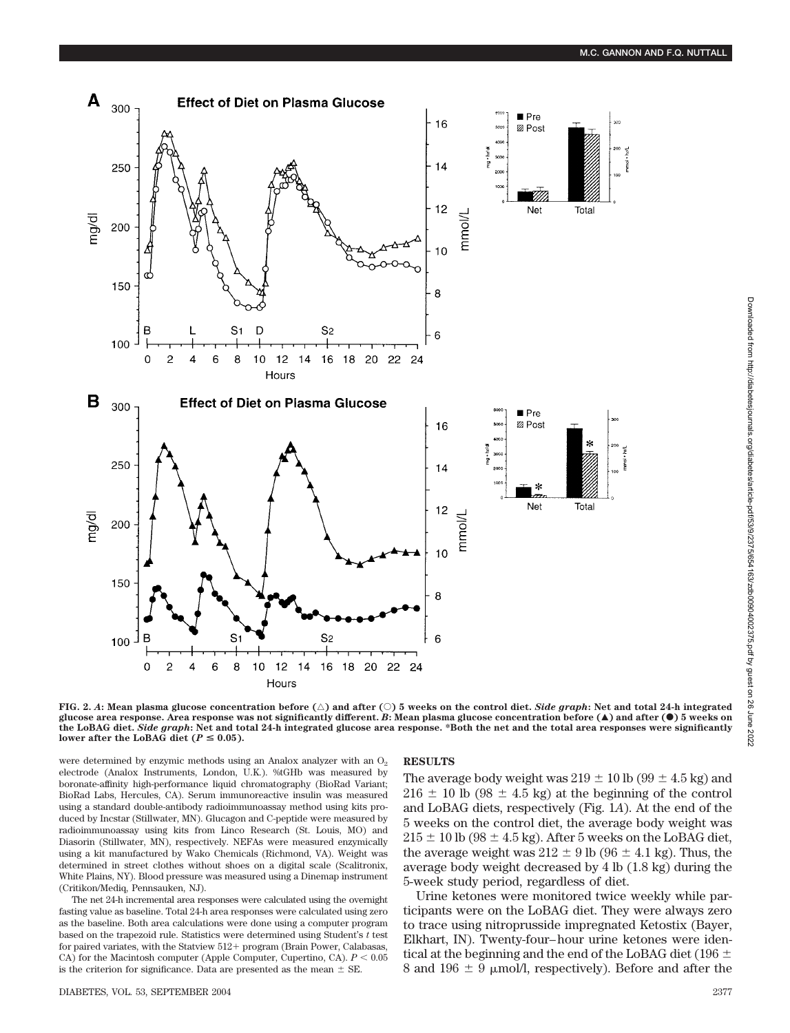FIG. 2. *A*: Mean plasma glucose concentration before (△) and after (○) 5 weeks on the control diet. *Side graph*: Net and total 24-h integrated glucose area response. Area response was not significantly different. *B*: Mean plasma glucose concentration before (▲) and after (●) 5 weeks on the LoBAG diet. *Side graph*: Net and total 24-h integrated glucose area response. *Both the net and the total area responses were significantly lower after the LoBAG diet ($P \leq 0.05$).

were determined by enzymic methods using an Analox analyzer with an $O_2$ electrode (Analox Instruments, London, U.K.). %tGHb was measured by boronate-affinity high-performance liquid chromatography (BioRad Variant; BioRad Labs, Hercules, CA). Serum immunoreactive insulin was measured using a standard double-antibody radioimmunoassay method using kits produced by Incstar (Stillwater, MN). Glucagon and C-peptide were measured by radioimmunoassay using kits from Linco Research (St. Louis, MO) and Diasorin (Stillwater, MN), respectively. NEFAs were measured enzymically using a kit manufactured by Wako Chemicals (Richmond, VA). Weight was determined in street clothes without shoes on a digital scale (Scalitronix, White Plains, NY). Blood pressure was measured using a Dinemap instrument (Critikon/Mediq, Pennsauken, NJ).

The net 24-h incremental area responses were calculated using the overnight fasting value as baseline. Total 24-h area responses were calculated using zero as the baseline. Both area calculations were done using a computer program based on the trapezoid rule. Statistics were determined using Student's *t* test for paired variates, with the Statview 512+ program (Brain Power, Calabasas, CA) for the Macintosh computer (Apple Computer, Cupertino, CA). $P < 0.05$ is the criterion for significance. Data are presented as the mean ± SE.

## RESULTS

The average body weight was 219 ± 10 lb (99 ± 4.5 kg) and 216 ± 10 lb (98 ± 4.5 kg) at the beginning of the control and LoBAG diets, respectively (Fig. 1*A*). At the end of the 5 weeks on the control diet, the average body weight was 215 ± 10 lb (98 ± 4.5 kg). After 5 weeks on the LoBAG diet, the average weight was 212 ± 9 lb (96 ± 4.1 kg). Thus, the average body weight decreased by 4 lb (1.8 kg) during the 5-week study period, regardless of diet.

Urine ketones were monitored twice weekly while participants were on the LoBAG diet. They were always zero to trace using nitroprusside impregnated Ketostix (Bayer, Elkhart, IN). Twenty-four–hour urine ketones were identical at the beginning and the end of the LoBAG diet (196 ± 8 and 196 ± 9 μmol/l, respectively). Before and after the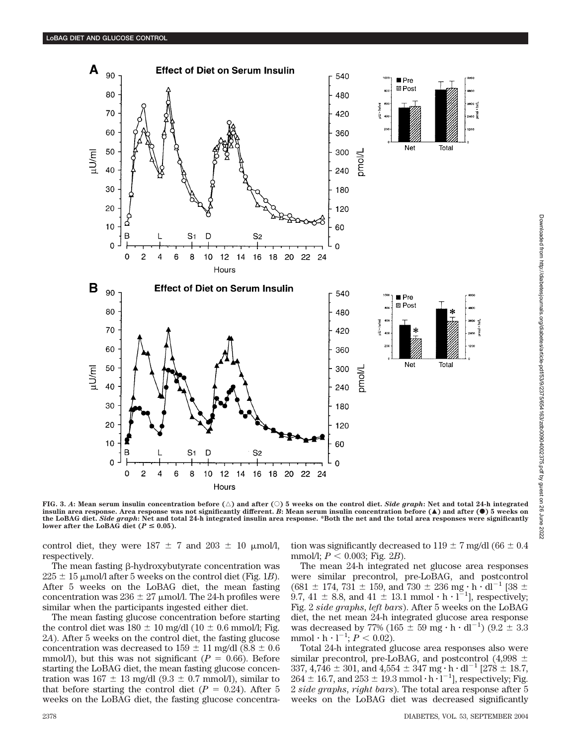FIG. 3. *A*: Mean serum insulin concentration before (△) and after (○) 5 weeks on the control diet. *Side graph*: Net and total 24-h integrated insulin area response. Area response was not significantly different. *B*: Mean serum insulin concentration before (▲) and after (●) 5 weeks on the LoBAG diet. *Side graph*: Net and total 24-h integrated insulin area response. *Both the net and the total area responses were significantly lower after the LoBAG diet ($P \leq 0.05$).

control diet, they were 187 ± 7 and 203 ± 10 μmol/l, respectively.

The mean fasting β-hydroxybutyrate concentration was 225 ± 15 μmol/l after 5 weeks on the control diet (Fig. 1*B*). After 5 weeks on the LoBAG diet, the mean fasting concentration was 236 ± 27 μmol/l. The 24-h profiles were similar when the participants ingested either diet.

The mean fasting glucose concentration before starting the control diet was 180 ± 10 mg/dl (10 ± 0.6 mmol/l; Fig. 2*A*). After 5 weeks on the control diet, the fasting glucose concentration was decreased to 159 ± 11 mg/dl (8.8 ± 0.6 mmol/l), but this was not significant ($P = 0.66$). Before starting the LoBAG diet, the mean fasting glucose concentration was 167 ± 13 mg/dl (9.3 ± 0.7 mmol/l), similar to that before starting the control diet ($P = 0.24$). After 5 weeks on the LoBAG diet, the fasting glucose concentration was significantly decreased to 119 ± 7 mg/dl (66 ± 0.4 mmol/l; $P < 0.003$; Fig. 2*B*).

The mean 24-h integrated net glucose area responses were similar precontrol, pre-LoBAG, and postcontrol (681 ± 174, 731 ± 159, and 730 ± 236 mg · h · dl$^{-1}$ [38 ± 9.7, 41 ± 8.8, and 41 ± 13.1 mmol · h · l$^{-1}$], respectively; Fig. 2 *side graphs*, *left bars*). After 5 weeks on the LoBAG diet, the net mean 24-h integrated glucose area response was decreased by 77% (165 ± 59 mg · h · dl$^{-1}$) (9.2 ± 3.3 mmol · h · l$^{-1}$; $P < 0.02$).

Total 24-h integrated glucose area responses also were similar precontrol, pre-LoBAG, and postcontrol (4,998 ± 337, 4,746 ± 301, and 4,554 ± 347 mg · h · dl$^{-1}$ [278 ± 18.7, 264 ± 16.7, and 253 ± 19.3 mmol · h · l$^{-1}$], respectively; Fig. 2 *side graphs*, *right bars*). The total area response after 5 weeks on the LoBAG diet was decreased significantly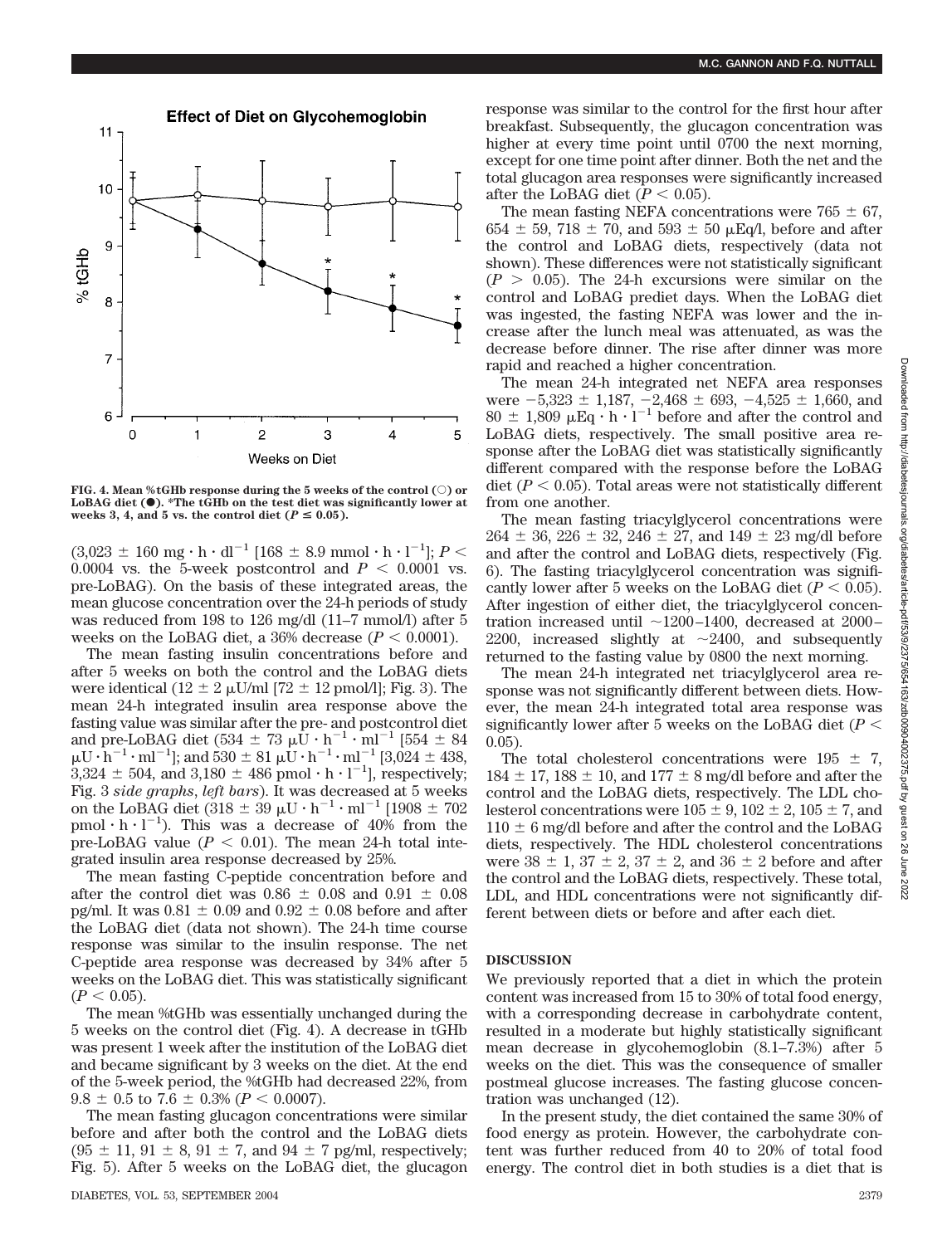FIG. 4. Mean %tGHb response during the 5 weeks of the control (○) or LoBAG diet (●). *The tGHb on the test diet was significantly lower at weeks 3, 4, and 5 vs. the control diet ($P \leq 0.05$).

($3,023 \pm 160$ mg · h · dl$^{-1}$ [$168 \pm 8.9$ mmol · h · l$^{-1}$]; $P < 0.0004$ vs. the 5-week postcontrol and $P < 0.0001$ vs. pre-LoBAG). On the basis of these integrated areas, the mean glucose concentration over the 24-h periods of study was reduced from 198 to 126 mg/dl (11–7 mmol/l) after 5 weeks on the LoBAG diet, a 36% decrease ($P < 0.0001$).

The mean fasting insulin concentrations before and after 5 weeks on both the control and the LoBAG diets were identical ($12 \pm 2$ μU/ml [$72 \pm 12$ pmol/l]; Fig. 3). The mean 24-h integrated insulin area response above the fasting value was similar after the pre- and postcontrol diet and pre-LoBAG diet ($534 \pm 73$ μU · h$^{-1}$ · ml$^{-1}$ [$554 \pm 84$ μU · h$^{-1}$ · ml$^{-1}$]; and $530 \pm 81$ μU · h$^{-1}$ · ml$^{-1}$ [$3,024 \pm 438$, $3,324 \pm 504$, and $3,180 \pm 486$ pmol · h · l$^{-1}$], respectively; Fig. 3 *side graphs*, *left bars*). It was decreased at 5 weeks on the LoBAG diet ($318 \pm 39$ μU · h$^{-1}$ · ml$^{-1}$ [$1908 \pm 702$ pmol · h · l$^{-1}$]). This was a decrease of 40% from the pre-LoBAG value ($P < 0.01$). The mean 24-h total integrated insulin area response decreased by 25%.

The mean fasting C-peptide concentration before and after the control diet was $0.86 \pm 0.08$ and $0.91 \pm 0.08$ pg/ml. It was $0.81 \pm 0.09$ and $0.92 \pm 0.08$ before and after the LoBAG diet (data not shown). The 24-h time course response was similar to the insulin response. The net C-peptide area response was decreased by 34% after 5 weeks on the LoBAG diet. This was statistically significant ($P < 0.05$).

The mean %tGHb was essentially unchanged during the 5 weeks on the control diet (Fig. 4). A decrease in tGHb was present 1 week after the institution of the LoBAG diet and became significant by 3 weeks on the diet. At the end of the 5-week period, the %tGHb had decreased 22%, from $9.8 \pm 0.5$ to $7.6 \pm 0.3$% ($P < 0.0007$).

The mean fasting glucagon concentrations were similar before and after both the control and the LoBAG diets ($95 \pm 11$, $91 \pm 8$, $91 \pm 7$, and $94 \pm 7$ pg/ml, respectively; Fig. 5). After 5 weeks on the LoBAG diet, the glucagon response was similar to the control for the first hour after breakfast. Subsequently, the glucagon concentration was higher at every time point until 0700 the next morning, except for one time point after dinner. Both the net and the total glucagon area responses were significantly increased after the LoBAG diet ($P < 0.05$).

The mean fasting NEFA concentrations were $765 \pm 67$, $654 \pm 59$, $718 \pm 70$, and $593 \pm 50$ μEq/l, before and after the control and LoBAG diets, respectively (data not shown). These differences were not statistically significant ($P > 0.05$). The 24-h excursions were similar on the control and LoBAG prediet days. When the LoBAG diet was ingested, the fasting NEFA was lower and the increase after the lunch meal was attenuated, as was the decrease before dinner. The rise after dinner was more rapid and reached a higher concentration.

The mean 24-h integrated net NEFA area responses were $-5,323 \pm 1,187$, $-2,468 \pm 693$, $-4,525 \pm 1,660$, and $80 \pm 1,809$ μEq · h · l$^{-1}$ before and after the control and LoBAG diets, respectively. The small positive area response after the LoBAG diet was statistically significantly different compared with the response before the LoBAG diet ($P < 0.05$). Total areas were not statistically different from one another.

The mean fasting triacylglycerol concentrations were $264 \pm 36$, $226 \pm 32$, $246 \pm 27$, and $149 \pm 23$ mg/dl before and after the control and LoBAG diets, respectively (Fig. 6). The fasting triacylglycerol concentration was significantly lower after 5 weeks on the LoBAG diet ($P < 0.05$). After ingestion of either diet, the triacylglycerol concentration increased until ~1200–1400, decreased at 2000–2200, increased slightly at ~2400, and subsequently returned to the fasting value by 0800 the next morning.

The mean 24-h integrated net triacylglycerol area response was not significantly different between diets. However, the mean 24-h integrated total area response was significantly lower after 5 weeks on the LoBAG diet ($P < 0.05$).

The total cholesterol concentrations were $195 \pm 7$, $184 \pm 17$, $188 \pm 10$, and $177 \pm 8$ mg/dl before and after the control and the LoBAG diets, respectively. The LDL cholesterol concentrations were $105 \pm 9$, $102 \pm 2$, $105 \pm 7$, and $110 \pm 6$ mg/dl before and after the control and the LoBAG diets, respectively. The HDL cholesterol concentrations were $38 \pm 1$, $37 \pm 2$, $37 \pm 2$, and $36 \pm 2$ before and after the control and the LoBAG diets, respectively. These total, LDL, and HDL concentrations were not significantly different between diets or before and after each diet.

## DISCUSSION

We previously reported that a diet in which the protein content was increased from 15 to 30% of total food energy, with a corresponding decrease in carbohydrate content, resulted in a moderate but highly statistically significant mean decrease in glycohemoglobin (8.1–7.3%) after 5 weeks on the diet. This was the consequence of smaller postmeal glucose increases. The fasting glucose concentration was unchanged (12).

In the present study, the diet contained the same 30% of food energy as protein. However, the carbohydrate content was further reduced from 40 to 20% of total food energy. The control diet in both studies is a diet that is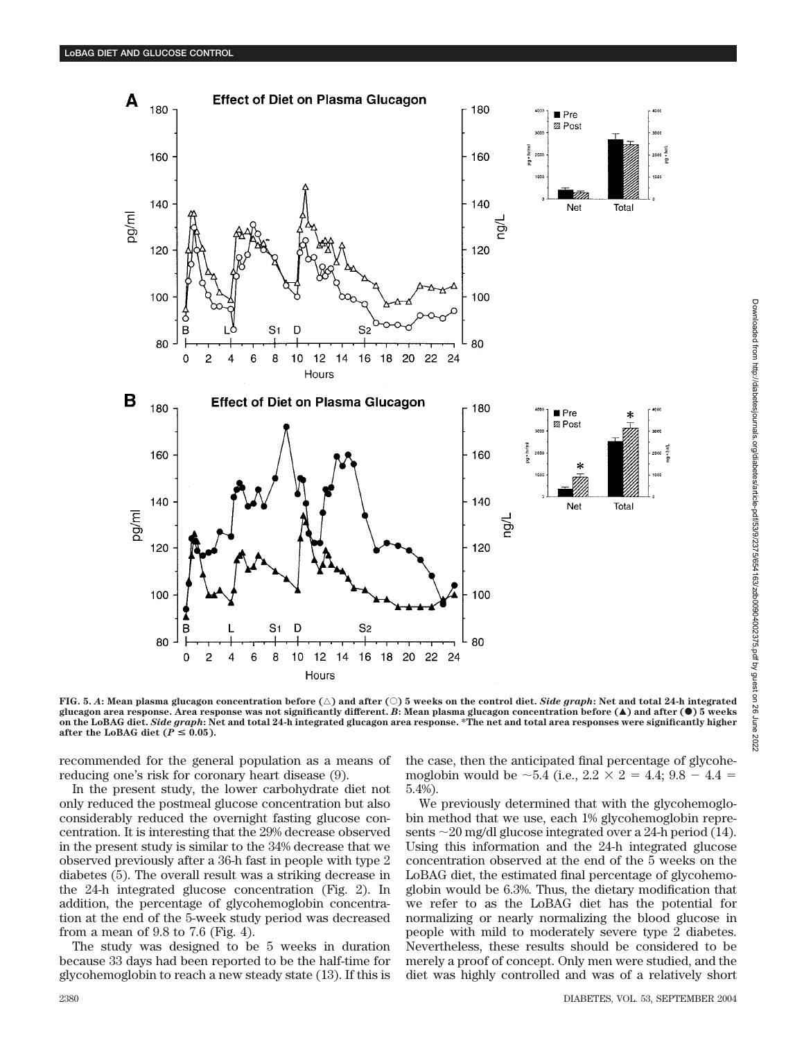**FIG. 5.** ***A*****: Mean plasma glucagon concentration before (△) and after (○) 5 weeks on the control diet.** ***Side graph*****: Net and total 24-h integrated glucagon area response. Area response was not significantly different.** ***B*****: Mean plasma glucagon concentration before (▲) and after (●) 5 weeks on the LoBAG diet.** ***Side graph*****: Net and total 24-h integrated glucagon area response. *The net and total area responses were significantly higher after the LoBAG diet ($P \leq 0.05$).**

recommended for the general population as a means of reducing one's risk for coronary heart disease (9).

In the present study, the lower carbohydrate diet not only reduced the postmeal glucose concentration but also considerably reduced the overnight fasting glucose concentration. It is interesting that the 29% decrease observed in the present study is similar to the 34% decrease that we observed previously after a 36-h fast in people with type 2 diabetes (5). The overall result was a striking decrease in the 24-h integrated glucose concentration (Fig. 2). In addition, the percentage of glycohemoglobin concentration at the end of the 5-week study period was decreased from a mean of 9.8 to 7.6 (Fig. 4).

The study was designed to be 5 weeks in duration because 33 days had been reported to be the half-time for glycohemoglobin to reach a new steady state (13). If this is the case, then the anticipated final percentage of glycohemoglobin would be ~5.4 (i.e., $2.2 \times 2 = 4.4$; $9.8 - 4.4 = 5.4\%$).

We previously determined that with the glycohemoglobin method that we use, each 1% glycohemoglobin represents ~20 mg/dl glucose integrated over a 24-h period (14). Using this information and the 24-h integrated glucose concentration observed at the end of the 5 weeks on the LoBAG diet, the estimated final percentage of glycohemoglobin would be 6.3%. Thus, the dietary modification that we refer to as the LoBAG diet has the potential for normalizing or nearly normalizing the blood glucose in people with mild to moderately severe type 2 diabetes. Nevertheless, these results should be considered to be merely a proof of concept. Only men were studied, and the diet was highly controlled and was of a relatively short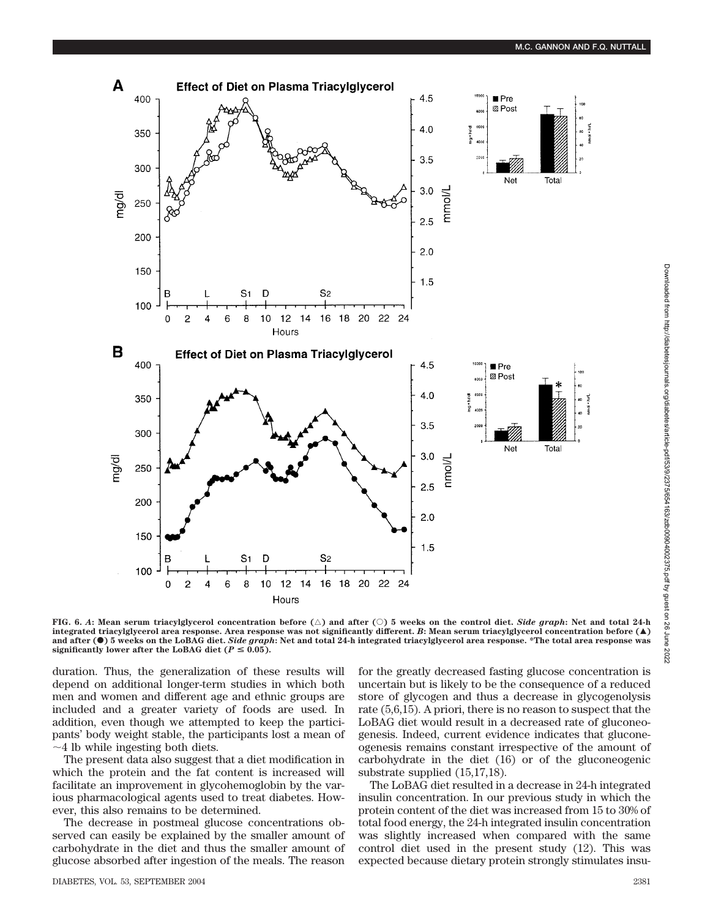FIG. 6. *A*: Mean serum triacylglycerol concentration before (△) and after (○) 5 weeks on the control diet. *Side graph*: Net and total 24-h integrated triacylglycerol area response. Area response was not significantly different. *B*: Mean serum triacylglycerol concentration before (▲) and after (●) 5 weeks on the LoBAG diet. *Side graph*: Net and total 24-h integrated triacylglycerol area response. *The total area response was significantly lower after the LoBAG diet ($P \leq 0.05$).

duration. Thus, the generalization of these results will depend on additional longer-term studies in which both men and women and different age and ethnic groups are included and a greater variety of foods are used. In addition, even though we attempted to keep the participants' body weight stable, the participants lost a mean of ~4 lb while ingesting both diets.

The present data also suggest that a diet modification in which the protein and the fat content is increased will facilitate an improvement in glycohemoglobin by the various pharmacological agents used to treat diabetes. However, this also remains to be determined.

The decrease in postmeal glucose concentrations observed can easily be explained by the smaller amount of carbohydrate in the diet and thus the smaller amount of glucose absorbed after ingestion of the meals. The reason for the greatly decreased fasting glucose concentration is uncertain but is likely to be the consequence of a reduced store of glycogen and thus a decrease in glycogenolysis rate (5,6,15). A priori, there is no reason to suspect that the LoBAG diet would result in a decreased rate of gluconeogenesis. Indeed, current evidence indicates that gluconeogenesis remains constant irrespective of the amount of carbohydrate in the diet (16) or of the gluconeogenic substrate supplied (15,17,18).

The LoBAG diet resulted in a decrease in 24-h integrated insulin concentration. In our previous study in which the protein content of the diet was increased from 15 to 30% of total food energy, the 24-h integrated insulin concentration was slightly increased when compared with the same control diet used in the present study (12). This was expected because dietary protein strongly stimulates insu-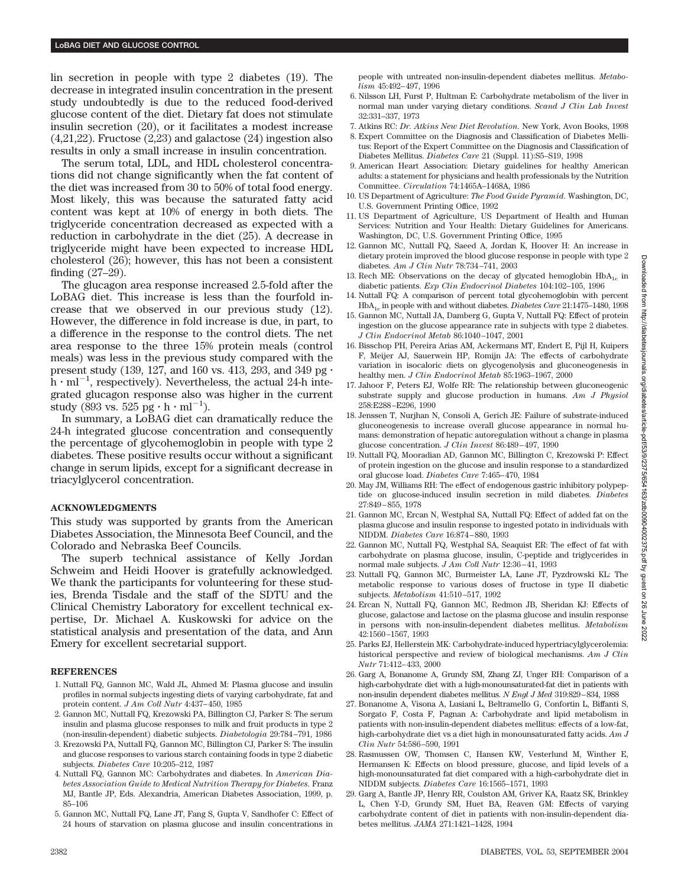lin secretion in people with type 2 diabetes (19). The decrease in integrated insulin concentration in the present study undoubtedly is due to the reduced food-derived glucose content of the diet. Dietary fat does not stimulate insulin secretion (20), or it facilitates a modest increase (4,21,22). Fructose (2,23) and galactose (24) ingestion also results in only a small increase in insulin concentration.

The serum total, LDL, and HDL cholesterol concentrations did not change significantly when the fat content of the diet was increased from 30 to 50% of total food energy. Most likely, this was because the saturated fatty acid content was kept at 10% of energy in both diets. The triglyceride concentration decreased as expected with a reduction in carbohydrate in the diet (25). A decrease in triglyceride might have been expected to increase HDL cholesterol (26); however, this has not been a consistent finding (27–29).

The glucagon area response increased 2.5-fold after the LoBAG diet. This increase is less than the fourfold increase that we observed in our previous study (12). However, the difference in fold increase is due, in part, to a difference in the response to the control diets. The net area response to the three 15% protein meals (control meals) was less in the previous study compared with the present study (139, 127, and 160 vs. 413, 293, and 349 $\text{pg} \cdot \text{h} \cdot \text{ml}^{-1}$, respectively). Nevertheless, the actual 24-h integrated glucagon response also was higher in the current study (893 vs. 525 $\text{pg} \cdot \text{h} \cdot \text{ml}^{-1}$).

In summary, a LoBAG diet can dramatically reduce the 24-h integrated glucose concentration and consequently the percentage of glycohemoglobin in people with type 2 diabetes. These positive results occur without a significant change in serum lipids, except for a significant decrease in triacylglycerol concentration.

## ACKNOWLEDGMENTS

This study was supported by grants from the American Diabetes Association, the Minnesota Beef Council, and the Colorado and Nebraska Beef Councils.

The superb technical assistance of Kelly Jordan Schweim and Heidi Hoover is gratefully acknowledged. We thank the participants for volunteering for these studies, Brenda Tisdale and the staff of the SDTU and the Clinical Chemistry Laboratory for excellent technical expertise, Dr. Michael A. Kuskowski for advice on the statistical analysis and presentation of the data, and Ann Emery for excellent secretarial support.

## REFERENCES

1. Nuttall FQ, Gannon MC, Wald JL, Ahmed M: Plasma glucose and insulin profiles in normal subjects ingesting diets of varying carbohydrate, fat and protein content. *J Am Coll Nutr* 4:437–450, 1985
2. Gannon MC, Nuttall FQ, Krezowski PA, Billington CJ, Parker S: The serum insulin and plasma glucose responses to milk and fruit products in type 2 (non-insulin-dependent) diabetic subjects. *Diabetologia* 29:784–791, 1986
3. Krezowski PA, Nuttall FQ, Gannon MC, Billington CJ, Parker S: The insulin and glucose responses to various starch containing foods in type 2 diabetic subjects. *Diabetes Care* 10:205–212, 1987
4. Nuttall FQ, Gannon MC: Carbohydrates and diabetes. In *American Diabetes Association Guide to Medical Nutrition Therapy for Diabetes.* Franz MJ, Bantle JP, Eds. Alexandria, American Diabetes Association, 1999, p. 85–106
5. Gannon MC, Nuttall FQ, Lane JT, Fang S, Gupta V, Sandhofer C: Effect of 24 hours of starvation on plasma glucose and insulin concentrations in people with untreated non-insulin-dependent diabetes mellitus. *Metabolism* 45:492–497, 1996
6. Nilsson LH, Furst P, Hultman E: Carbohydrate metabolism of the liver in normal man under varying dietary conditions. *Scand J Clin Lab Invest* 32:331–337, 1973
7. Atkins RC: *Dr. Atkins New Diet Revolution.* New York, Avon Books, 1998
8. Expert Committee on the Diagnosis and Classification of Diabetes Mellitus: Report of the Expert Committee on the Diagnosis and Classification of Diabetes Mellitus. *Diabetes Care* 21 (Suppl. 11):S5–S19, 1998
9. American Heart Association: Dietary guidelines for healthy American adults: a statement for physicians and health professionals by the Nutrition Committee. *Circulation* 74:1465A–1468A, 1986
10. US Department of Agriculture: *The Food Guide Pyramid.* Washington, DC, U.S. Government Printing Office, 1992
11. US Department of Agriculture, US Department of Health and Human Services: Nutrition and Your Health: Dietary Guidelines for Americans. Washington, DC, U.S. Government Printing Office, 1995
12. Gannon MC, Nuttall FQ, Saeed A, Jordan K, Hoover H: An increase in dietary protein improved the blood glucose response in people with type 2 diabetes. *Am J Clin Nutr* 78:734–741, 2003
13. Rech ME: Observations on the decay of glycated hemoglobin $\text{HbA}_{1c}$ in diabetic patients. *Exp Clin Endocrinol Diabetes* 104:102–105, 1996
14. Nuttall FQ: A comparison of percent total glycohemoglobin with percent $\text{HbA}_{1c}$ in people with and without diabetes. *Diabetes Care* 21:1475–1480, 1998
15. Gannon MC, Nuttall JA, Damberg G, Gupta V, Nuttall FQ: Effect of protein ingestion on the glucose appearance rate in subjects with type 2 diabetes. *J Clin Endocrinol Metab* 86:1040–1047, 2001
16. Bisschop PH, Pereira Arias AM, Ackermans MT, Endert E, Pijl H, Kuipers F, Meijer AJ, Sauerwein HP, Romijn JA: The effects of carbohydrate variation in isocaloric diets on glycogenolysis and gluconeogenesis in healthy men. *J Clin Endocrinol Metab* 85:1963–1967, 2000
17. Jahoor F, Peters EJ, Wolfe RR: The relationship between gluconeogenic substrate supply and glucose production in humans. *Am J Physiol* 258:E288–E296, 1990
18. Jenssen T, Nurjhan N, Consoli A, Gerich JE: Failure of substrate-induced gluconeogenesis to increase overall glucose appearance in normal humans: demonstration of hepatic autoregulation without a change in plasma glucose concentration. *J Clin Invest* 86:489–497, 1990
19. Nuttall FQ, Mooradian AD, Gannon MC, Billington C, Krezowski P: Effect of protein ingestion on the glucose and insulin response to a standardized oral glucose load. *Diabetes Care* 7:465–470, 1984
20. May JM, Williams RH: The effect of endogenous gastric inhibitory polypeptide on glucose-induced insulin secretion in mild diabetes. *Diabetes* 27:849–855, 1978
21. Gannon MC, Ercan N, Westphal SA, Nuttall FQ: Effect of added fat on the plasma glucose and insulin response to ingested potato in individuals with NIDDM. *Diabetes Care* 16:874–880, 1993
22. Gannon MC, Nuttall FQ, Westphal SA, Seaquist ER: The effect of fat with carbohydrate on plasma glucose, insulin, C-peptide and triglycerides in normal male subjects. *J Am Coll Nutr* 12:36–41, 1993
23. Nuttall FQ, Gannon MC, Burmeister LA, Lane JT, Pyzdrowski KL: The metabolic response to various doses of fructose in type II diabetic subjects. *Metabolism* 41:510–517, 1992
24. Ercan N, Nuttall FQ, Gannon MC, Redmon JB, Sheridan KJ: Effects of glucose, galactose and lactose on the plasma glucose and insulin response in persons with non-insulin-dependent diabetes mellitus. *Metabolism* 42:1560–1567, 1993
25. Parks EJ, Hellerstein MK: Carbohydrate-induced hypertriacylglycerolemia: historical perspective and review of biological mechanisms. *Am J Clin Nutr* 71:412–433, 2000
26. Garg A, Bonanome A, Grundy SM, Zhang ZJ, Unger RH: Comparison of a high-carbohydrate diet with a high-monounsaturated-fat diet in patients with non-insulin dependent diabetes mellitus. *N Engl J Med* 319:829–834, 1988
27. Bonanome A, Visona A, Lusiani L, Beltramello G, Confortin L, Biffanti S, Sorgato F, Costa F, Pagnan A: Carbohydrate and lipid metabolism in patients with non-insulin-dependent diabetes mellitus: effects of a low-fat, high-carbohydrate diet vs a diet high in monounsaturated fatty acids. *Am J Clin Nutr* 54:586–590, 1991
28. Rasmussen OW, Thomsen C, Hansen KW, Vesterlund M, Winther E, Hermansen K: Effects on blood pressure, glucose, and lipid levels of a high-monounsaturated fat diet compared with a high-carbohydrate diet in NIDDM subjects. *Diabetes Care* 16:1565–1571, 1993
29. Garg A, Bantle JP, Henry RR, Coulston AM, Griver KA, Raatz SK, Brinkley L, Chen Y-D, Grundy SM, Huet BA, Reaven GM: Effects of varying carbohydrate content of diet in patients with non-insulin-dependent diabetes mellitus. *JAMA* 271:1421–1428, 1994